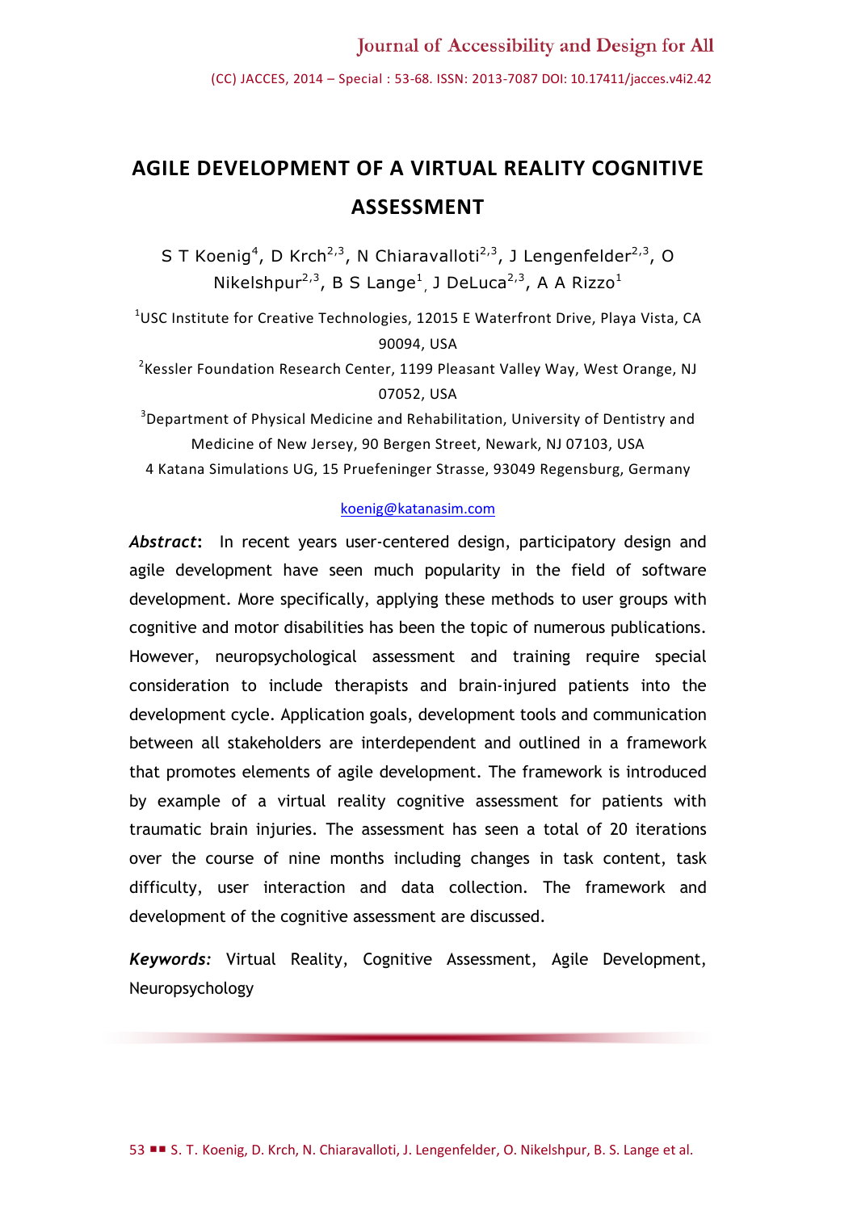# AGILE DEVELOPMENT OF A VIRTUAL REALITY COGNITIVE ASSESSMENT

S T Koenig[4], D Krch[2,3], N Chiaravalloti[2,3], J Lengenfelder[2,3], O Nikelshpur[2,3], B S Lange[1], J DeLuca[2,3], A A Rizzo[1]

[1]USC Institute for Creative Technologies, 12015 E Waterfront Drive, Playa Vista, CA 90094, USA

[2]Kessler Foundation Research Center, 1199 Pleasant Valley Way, West Orange, NJ 07052, USA

[3]Department of Physical Medicine and Rehabilitation, University of Dentistry and Medicine of New Jersey, 90 Bergen Street, Newark, NJ 07103, USA

4 Katana Simulations UG, 15 Pruefeninger Strasse, 93049 Regensburg, Germany

koenig@katanasim.com

***Abstract*:** In recent years user-centered design, participatory design and agile development have seen much popularity in the field of software development. More specifically, applying these methods to user groups with cognitive and motor disabilities has been the topic of numerous publications. However, neuropsychological assessment and training require special consideration to include therapists and brain-injured patients into the development cycle. Application goals, development tools and communication between all stakeholders are interdependent and outlined in a framework that promotes elements of agile development. The framework is introduced by example of a virtual reality cognitive assessment for patients with traumatic brain injuries. The assessment has seen a total of 20 iterations over the course of nine months including changes in task content, task difficulty, user interaction and data collection. The framework and development of the cognitive assessment are discussed.

***Keywords:*** Virtual Reality, Cognitive Assessment, Agile Development, Neuropsychology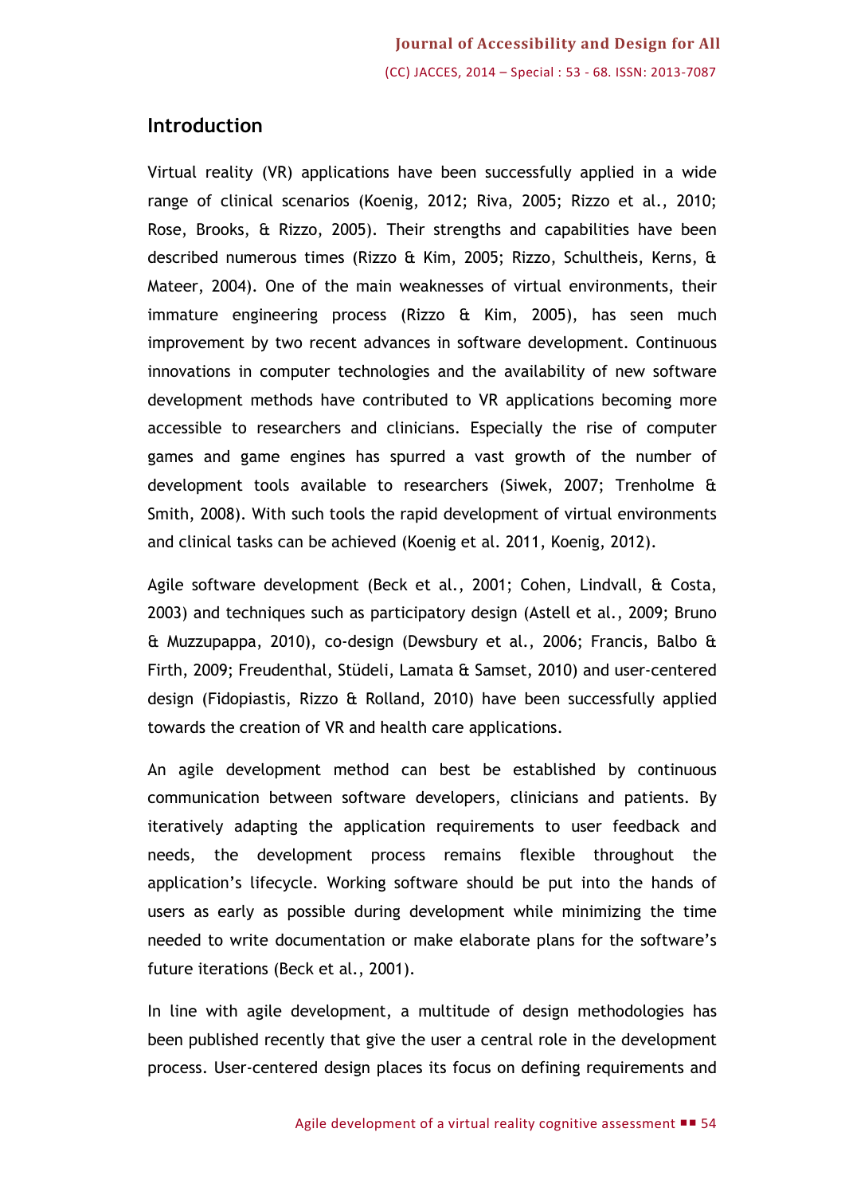## Introduction

Virtual reality (VR) applications have been successfully applied in a wide range of clinical scenarios (Koenig, 2012; Riva, 2005; Rizzo et al., 2010; Rose, Brooks, & Rizzo, 2005). Their strengths and capabilities have been described numerous times (Rizzo & Kim, 2005; Rizzo, Schultheis, Kerns, & Mateer, 2004). One of the main weaknesses of virtual environments, their immature engineering process (Rizzo & Kim, 2005), has seen much improvement by two recent advances in software development. Continuous innovations in computer technologies and the availability of new software development methods have contributed to VR applications becoming more accessible to researchers and clinicians. Especially the rise of computer games and game engines has spurred a vast growth of the number of development tools available to researchers (Siwek, 2007; Trenholme & Smith, 2008). With such tools the rapid development of virtual environments and clinical tasks can be achieved (Koenig et al. 2011, Koenig, 2012).

Agile software development (Beck et al., 2001; Cohen, Lindvall, & Costa, 2003) and techniques such as participatory design (Astell et al., 2009; Bruno & Muzzupappa, 2010), co-design (Dewsbury et al., 2006; Francis, Balbo & Firth, 2009; Freudenthal, Stüdeli, Lamata & Samset, 2010) and user-centered design (Fidopiastis, Rizzo & Rolland, 2010) have been successfully applied towards the creation of VR and health care applications.

An agile development method can best be established by continuous communication between software developers, clinicians and patients. By iteratively adapting the application requirements to user feedback and needs, the development process remains flexible throughout the application's lifecycle. Working software should be put into the hands of users as early as possible during development while minimizing the time needed to write documentation or make elaborate plans for the software's future iterations (Beck et al., 2001).

In line with agile development, a multitude of design methodologies has been published recently that give the user a central role in the development process. User-centered design places its focus on defining requirements and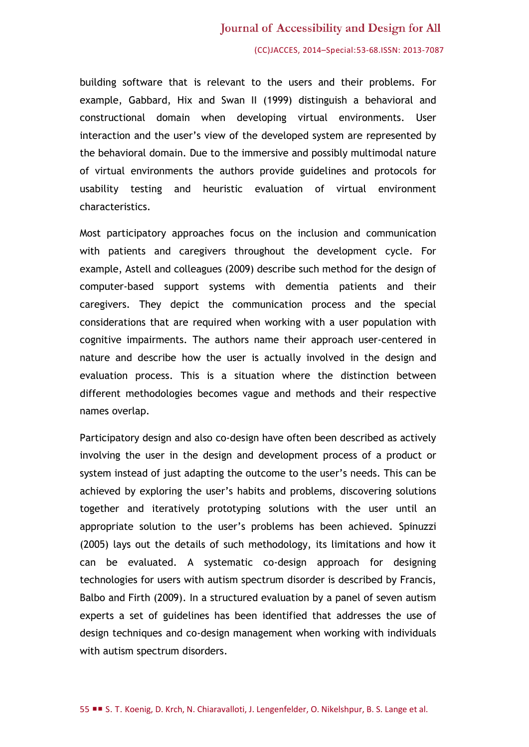building software that is relevant to the users and their problems. For example, Gabbard, Hix and Swan II (1999) distinguish a behavioral and constructional domain when developing virtual environments. User interaction and the user's view of the developed system are represented by the behavioral domain. Due to the immersive and possibly multimodal nature of virtual environments the authors provide guidelines and protocols for usability testing and heuristic evaluation of virtual environment characteristics.

Most participatory approaches focus on the inclusion and communication with patients and caregivers throughout the development cycle. For example, Astell and colleagues (2009) describe such method for the design of computer-based support systems with dementia patients and their caregivers. They depict the communication process and the special considerations that are required when working with a user population with cognitive impairments. The authors name their approach user-centered in nature and describe how the user is actually involved in the design and evaluation process. This is a situation where the distinction between different methodologies becomes vague and methods and their respective names overlap.

Participatory design and also co-design have often been described as actively involving the user in the design and development process of a product or system instead of just adapting the outcome to the user's needs. This can be achieved by exploring the user's habits and problems, discovering solutions together and iteratively prototyping solutions with the user until an appropriate solution to the user's problems has been achieved. Spinuzzi (2005) lays out the details of such methodology, its limitations and how it can be evaluated. A systematic co-design approach for designing technologies for users with autism spectrum disorder is described by Francis, Balbo and Firth (2009). In a structured evaluation by a panel of seven autism experts a set of guidelines has been identified that addresses the use of design techniques and co-design management when working with individuals with autism spectrum disorders.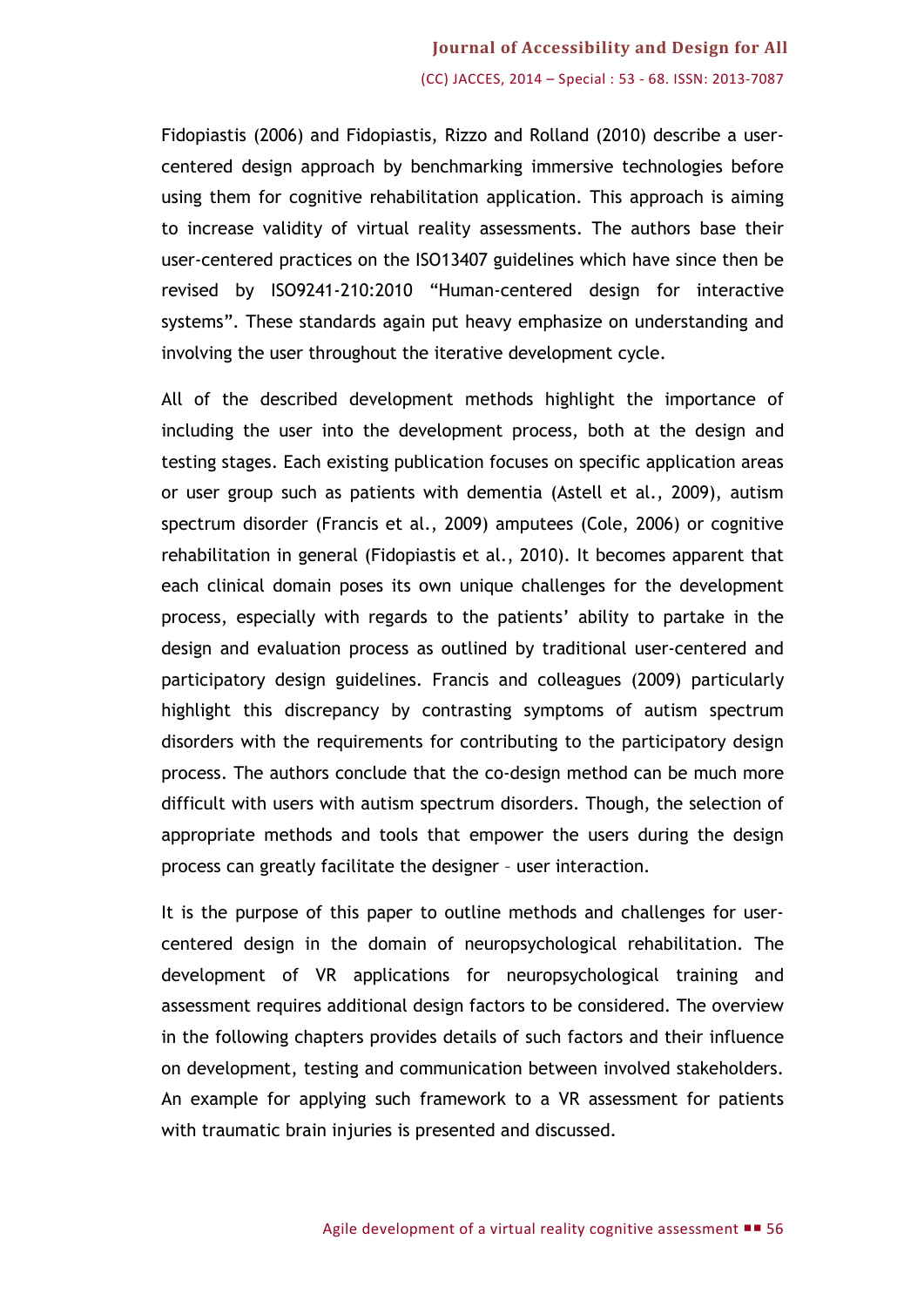Fidopiastis (2006) and Fidopiastis, Rizzo and Rolland (2010) describe a user-centered design approach by benchmarking immersive technologies before using them for cognitive rehabilitation application. This approach is aiming to increase validity of virtual reality assessments. The authors base their user-centered practices on the ISO13407 guidelines which have since then be revised by ISO9241-210:2010 "Human-centered design for interactive systems". These standards again put heavy emphasize on understanding and involving the user throughout the iterative development cycle.

All of the described development methods highlight the importance of including the user into the development process, both at the design and testing stages. Each existing publication focuses on specific application areas or user group such as patients with dementia (Astell et al., 2009), autism spectrum disorder (Francis et al., 2009) amputees (Cole, 2006) or cognitive rehabilitation in general (Fidopiastis et al., 2010). It becomes apparent that each clinical domain poses its own unique challenges for the development process, especially with regards to the patients' ability to partake in the design and evaluation process as outlined by traditional user-centered and participatory design guidelines. Francis and colleagues (2009) particularly highlight this discrepancy by contrasting symptoms of autism spectrum disorders with the requirements for contributing to the participatory design process. The authors conclude that the co-design method can be much more difficult with users with autism spectrum disorders. Though, the selection of appropriate methods and tools that empower the users during the design process can greatly facilitate the designer – user interaction.

It is the purpose of this paper to outline methods and challenges for user-centered design in the domain of neuropsychological rehabilitation. The development of VR applications for neuropsychological training and assessment requires additional design factors to be considered. The overview in the following chapters provides details of such factors and their influence on development, testing and communication between involved stakeholders. An example for applying such framework to a VR assessment for patients with traumatic brain injuries is presented and discussed.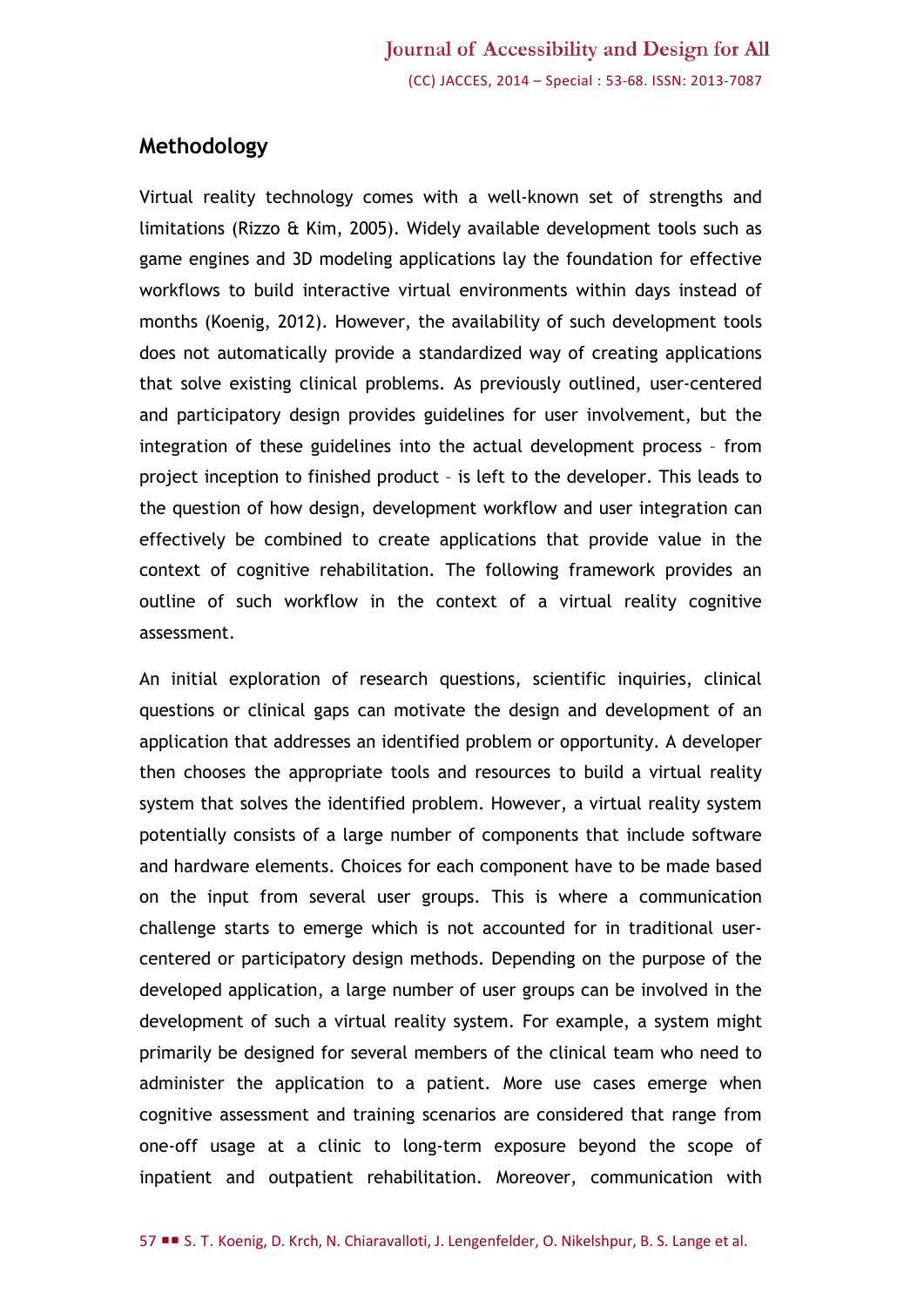## Methodology

Virtual reality technology comes with a well-known set of strengths and limitations (Rizzo & Kim, 2005). Widely available development tools such as game engines and 3D modeling applications lay the foundation for effective workflows to build interactive virtual environments within days instead of months (Koenig, 2012). However, the availability of such development tools does not automatically provide a standardized way of creating applications that solve existing clinical problems. As previously outlined, user-centered and participatory design provides guidelines for user involvement, but the integration of these guidelines into the actual development process – from project inception to finished product – is left to the developer. This leads to the question of how design, development workflow and user integration can effectively be combined to create applications that provide value in the context of cognitive rehabilitation. The following framework provides an outline of such workflow in the context of a virtual reality cognitive assessment.

An initial exploration of research questions, scientific inquiries, clinical questions or clinical gaps can motivate the design and development of an application that addresses an identified problem or opportunity. A developer then chooses the appropriate tools and resources to build a virtual reality system that solves the identified problem. However, a virtual reality system potentially consists of a large number of components that include software and hardware elements. Choices for each component have to be made based on the input from several user groups. This is where a communication challenge starts to emerge which is not accounted for in traditional user-centered or participatory design methods. Depending on the purpose of the developed application, a large number of user groups can be involved in the development of such a virtual reality system. For example, a system might primarily be designed for several members of the clinical team who need to administer the application to a patient. More use cases emerge when cognitive assessment and training scenarios are considered that range from one-off usage at a clinic to long-term exposure beyond the scope of inpatient and outpatient rehabilitation. Moreover, communication with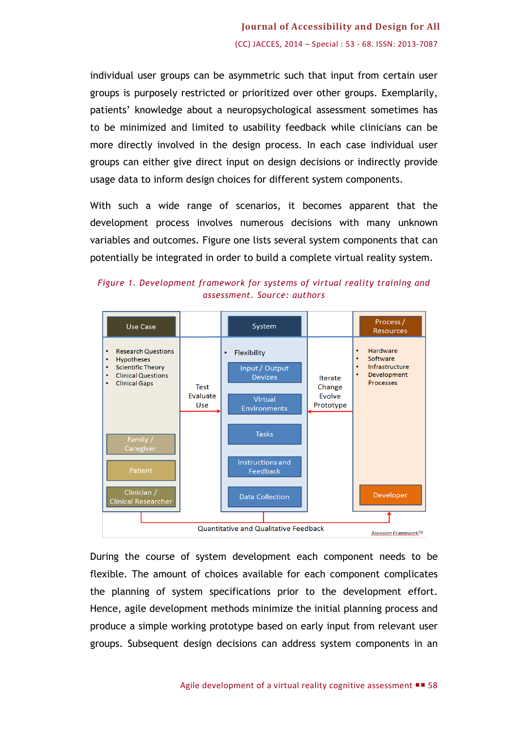individual user groups can be asymmetric such that input from certain user groups is purposely restricted or prioritized over other groups. Exemplarily, patients' knowledge about a neuropsychological assessment sometimes has to be minimized and limited to usability feedback while clinicians can be more directly involved in the design process. In each case individual user groups can either give direct input on design decisions or indirectly provide usage data to inform design choices for different system components.

With such a wide range of scenarios, it becomes apparent that the development process involves numerous decisions with many unknown variables and outcomes. Figure one lists several system components that can potentially be integrated in order to build a complete virtual reality system.

*Figure 1. Development framework for systems of virtual reality training and assessment. Source: authors*

During the course of system development each component needs to be flexible. The amount of choices available for each component complicates the planning of system specifications prior to the development effort. Hence, agile development methods minimize the initial planning process and produce a simple working prototype based on early input from relevant user groups. Subsequent design decisions can address system components in an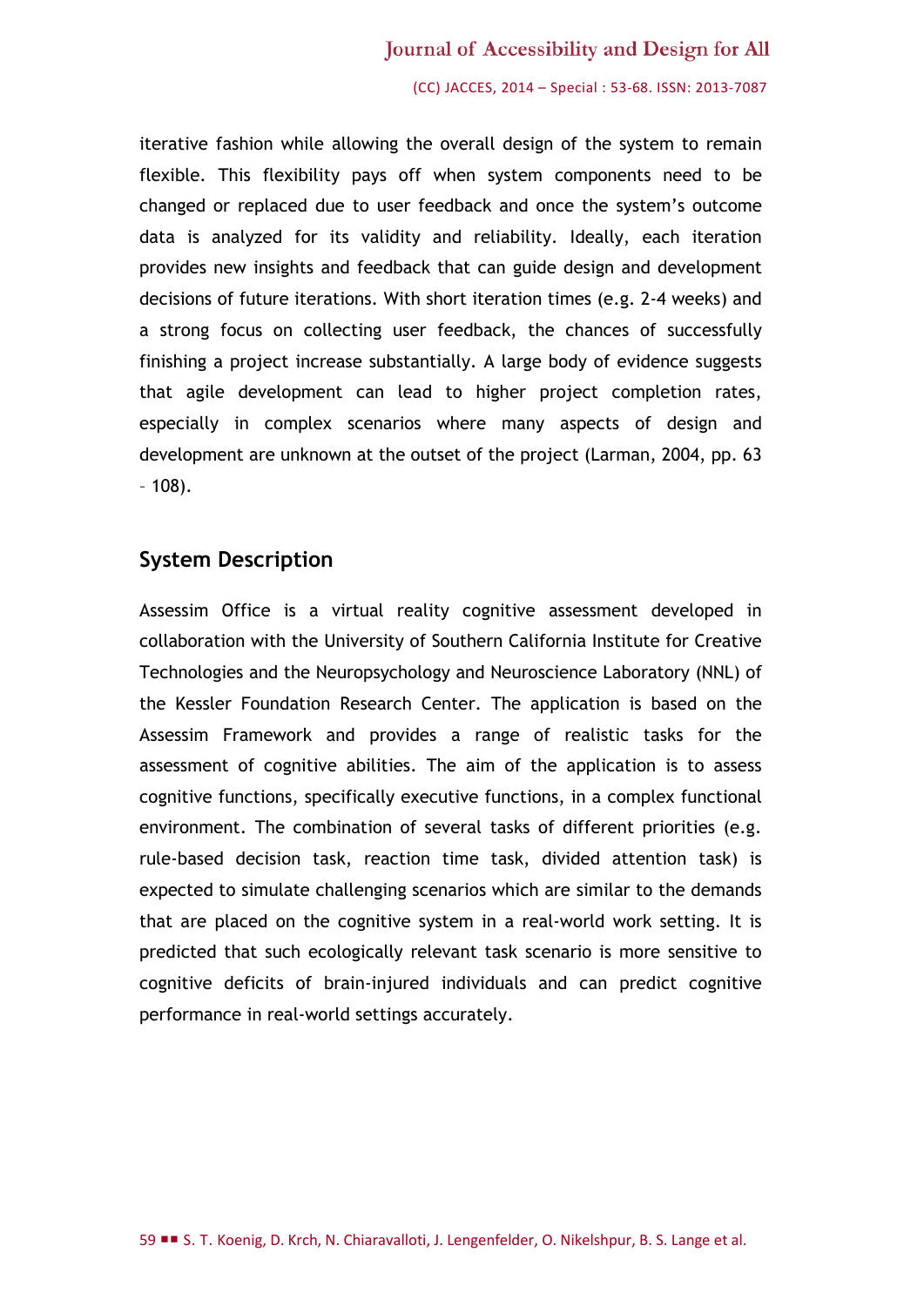iterative fashion while allowing the overall design of the system to remain flexible. This flexibility pays off when system components need to be changed or replaced due to user feedback and once the system's outcome data is analyzed for its validity and reliability. Ideally, each iteration provides new insights and feedback that can guide design and development decisions of future iterations. With short iteration times (e.g. 2-4 weeks) and a strong focus on collecting user feedback, the chances of successfully finishing a project increase substantially. A large body of evidence suggests that agile development can lead to higher project completion rates, especially in complex scenarios where many aspects of design and development are unknown at the outset of the project (Larman, 2004, pp. 63 – 108).

## System Description

Assessim Office is a virtual reality cognitive assessment developed in collaboration with the University of Southern California Institute for Creative Technologies and the Neuropsychology and Neuroscience Laboratory (NNL) of the Kessler Foundation Research Center. The application is based on the Assessim Framework and provides a range of realistic tasks for the assessment of cognitive abilities. The aim of the application is to assess cognitive functions, specifically executive functions, in a complex functional environment. The combination of several tasks of different priorities (e.g. rule-based decision task, reaction time task, divided attention task) is expected to simulate challenging scenarios which are similar to the demands that are placed on the cognitive system in a real-world work setting. It is predicted that such ecologically relevant task scenario is more sensitive to cognitive deficits of brain-injured individuals and can predict cognitive performance in real-world settings accurately.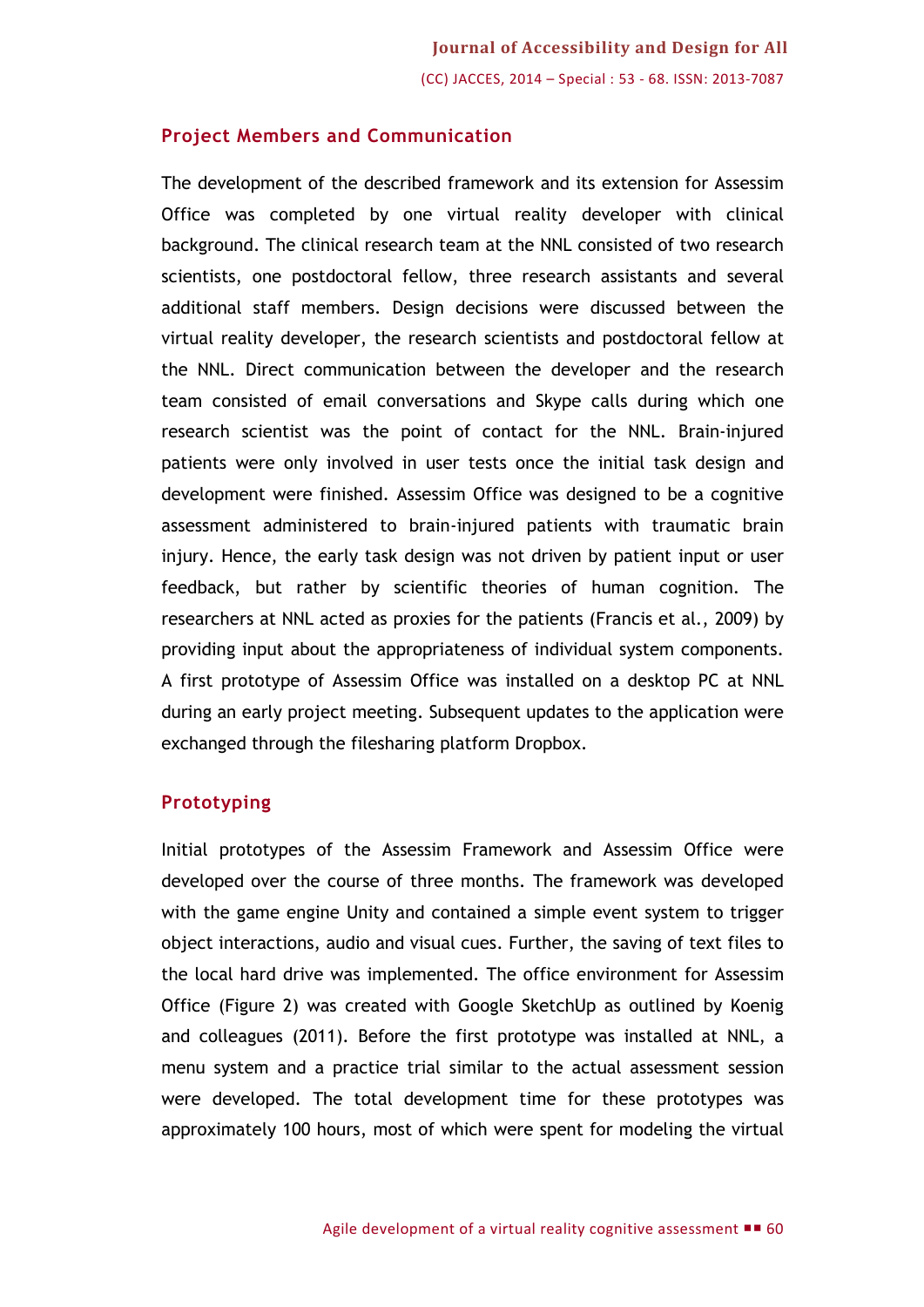## Project Members and Communication

The development of the described framework and its extension for Assessim Office was completed by one virtual reality developer with clinical background. The clinical research team at the NNL consisted of two research scientists, one postdoctoral fellow, three research assistants and several additional staff members. Design decisions were discussed between the virtual reality developer, the research scientists and postdoctoral fellow at the NNL. Direct communication between the developer and the research team consisted of email conversations and Skype calls during which one research scientist was the point of contact for the NNL. Brain-injured patients were only involved in user tests once the initial task design and development were finished. Assessim Office was designed to be a cognitive assessment administered to brain-injured patients with traumatic brain injury. Hence, the early task design was not driven by patient input or user feedback, but rather by scientific theories of human cognition. The researchers at NNL acted as proxies for the patients (Francis et al., 2009) by providing input about the appropriateness of individual system components. A first prototype of Assessim Office was installed on a desktop PC at NNL during an early project meeting. Subsequent updates to the application were exchanged through the filesharing platform Dropbox.

## Prototyping

Initial prototypes of the Assessim Framework and Assessim Office were developed over the course of three months. The framework was developed with the game engine Unity and contained a simple event system to trigger object interactions, audio and visual cues. Further, the saving of text files to the local hard drive was implemented. The office environment for Assessim Office (Figure 2) was created with Google SketchUp as outlined by Koenig and colleagues (2011). Before the first prototype was installed at NNL, a menu system and a practice trial similar to the actual assessment session were developed. The total development time for these prototypes was approximately 100 hours, most of which were spent for modeling the virtual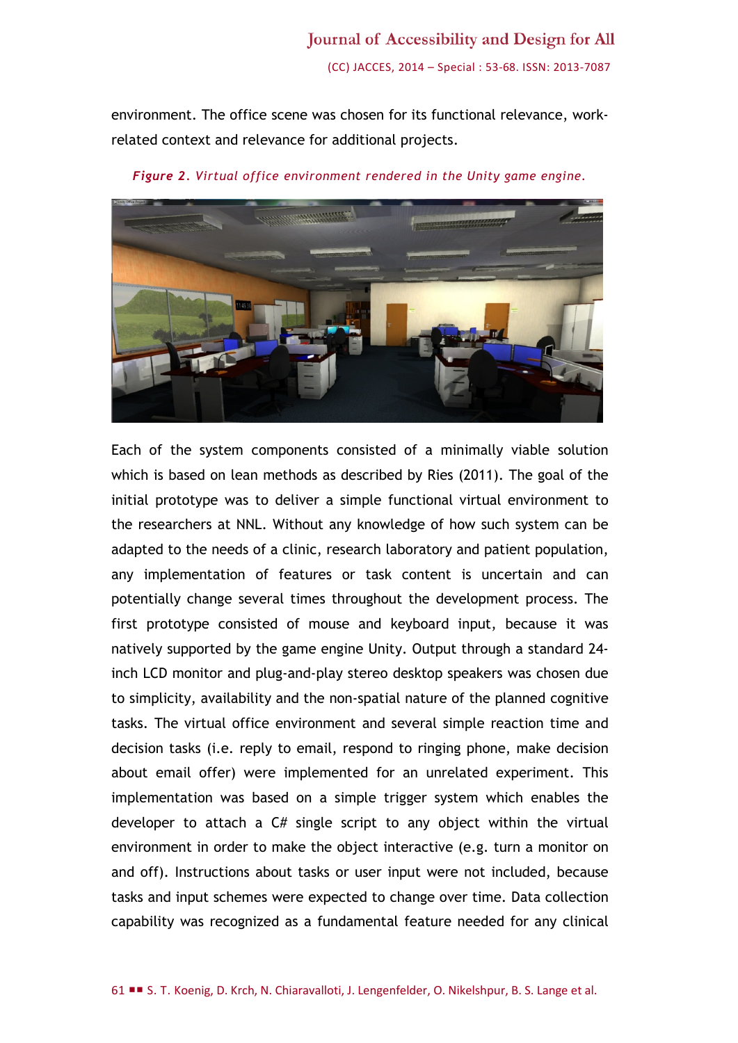environment. The office scene was chosen for its functional relevance, work-related context and relevance for additional projects.

***Figure 2****. Virtual office environment rendered in the Unity game engine.*

Each of the system components consisted of a minimally viable solution which is based on lean methods as described by Ries (2011). The goal of the initial prototype was to deliver a simple functional virtual environment to the researchers at NNL. Without any knowledge of how such system can be adapted to the needs of a clinic, research laboratory and patient population, any implementation of features or task content is uncertain and can potentially change several times throughout the development process. The first prototype consisted of mouse and keyboard input, because it was natively supported by the game engine Unity. Output through a standard 24-inch LCD monitor and plug-and-play stereo desktop speakers was chosen due to simplicity, availability and the non-spatial nature of the planned cognitive tasks. The virtual office environment and several simple reaction time and decision tasks (i.e. reply to email, respond to ringing phone, make decision about email offer) were implemented for an unrelated experiment. This implementation was based on a simple trigger system which enables the developer to attach a C# single script to any object within the virtual environment in order to make the object interactive (e.g. turn a monitor on and off). Instructions about tasks or user input were not included, because tasks and input schemes were expected to change over time. Data collection capability was recognized as a fundamental feature needed for any clinical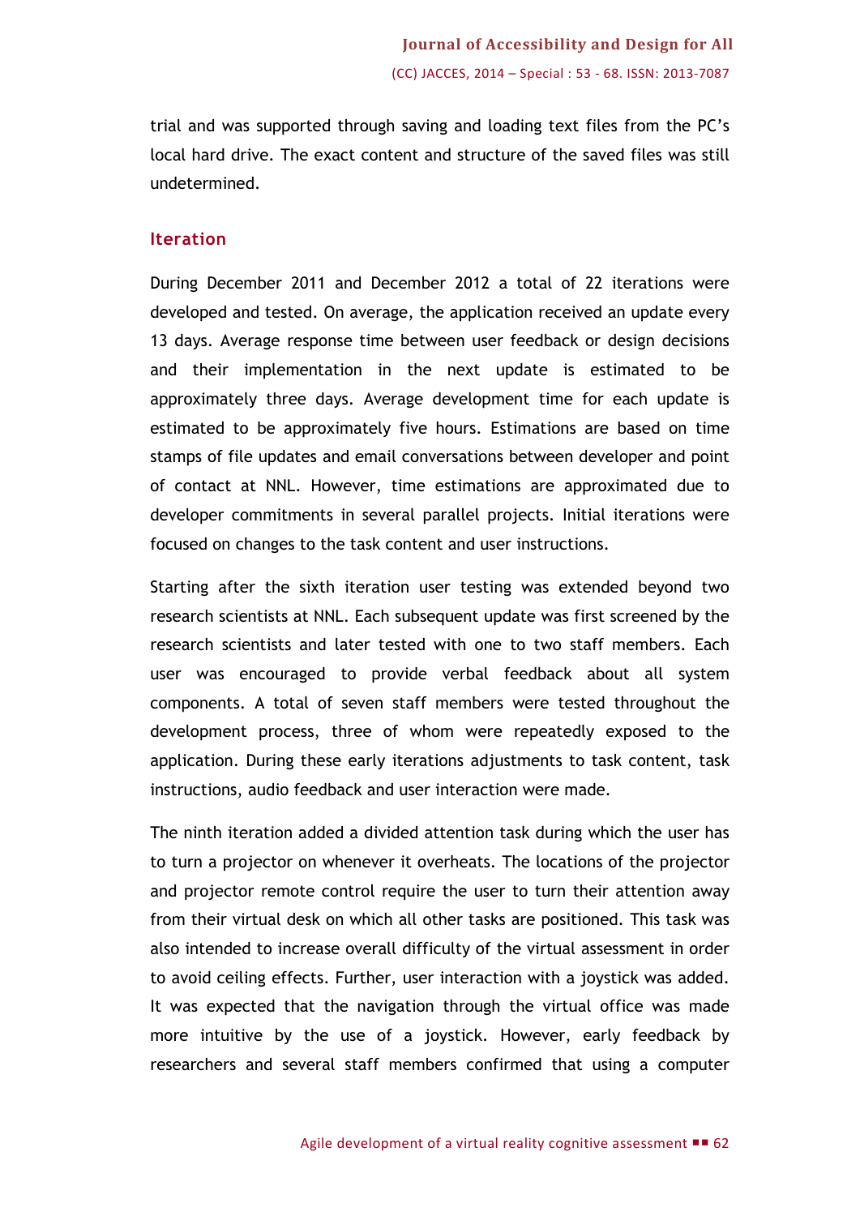trial and was supported through saving and loading text files from the PC's local hard drive. The exact content and structure of the saved files was still undetermined.

### Iteration

During December 2011 and December 2012 a total of 22 iterations were developed and tested. On average, the application received an update every 13 days. Average response time between user feedback or design decisions and their implementation in the next update is estimated to be approximately three days. Average development time for each update is estimated to be approximately five hours. Estimations are based on time stamps of file updates and email conversations between developer and point of contact at NNL. However, time estimations are approximated due to developer commitments in several parallel projects. Initial iterations were focused on changes to the task content and user instructions.

Starting after the sixth iteration user testing was extended beyond two research scientists at NNL. Each subsequent update was first screened by the research scientists and later tested with one to two staff members. Each user was encouraged to provide verbal feedback about all system components. A total of seven staff members were tested throughout the development process, three of whom were repeatedly exposed to the application. During these early iterations adjustments to task content, task instructions, audio feedback and user interaction were made.

The ninth iteration added a divided attention task during which the user has to turn a projector on whenever it overheats. The locations of the projector and projector remote control require the user to turn their attention away from their virtual desk on which all other tasks are positioned. This task was also intended to increase overall difficulty of the virtual assessment in order to avoid ceiling effects. Further, user interaction with a joystick was added. It was expected that the navigation through the virtual office was made more intuitive by the use of a joystick. However, early feedback by researchers and several staff members confirmed that using a computer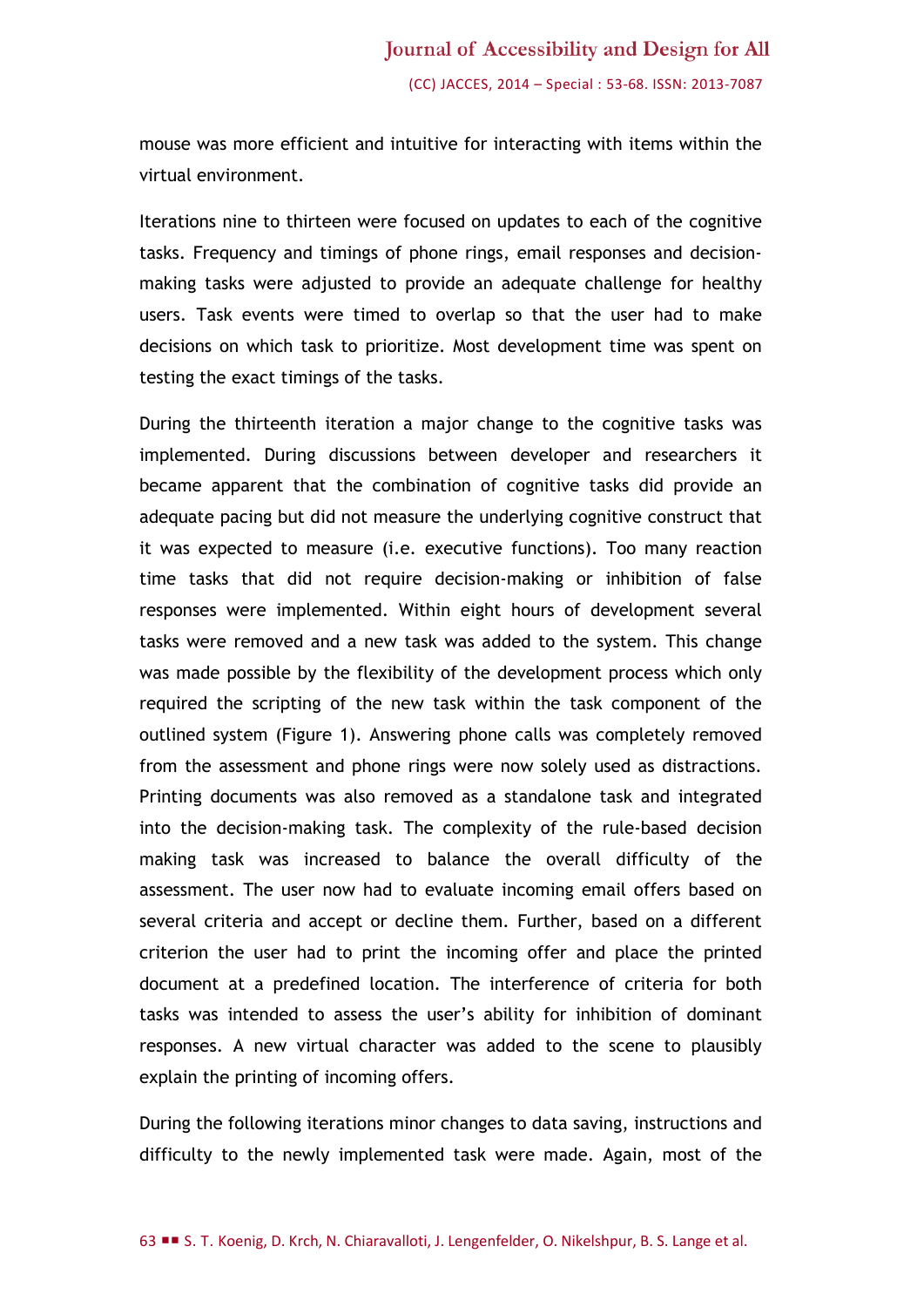mouse was more efficient and intuitive for interacting with items within the virtual environment.

Iterations nine to thirteen were focused on updates to each of the cognitive tasks. Frequency and timings of phone rings, email responses and decision-making tasks were adjusted to provide an adequate challenge for healthy users. Task events were timed to overlap so that the user had to make decisions on which task to prioritize. Most development time was spent on testing the exact timings of the tasks.

During the thirteenth iteration a major change to the cognitive tasks was implemented. During discussions between developer and researchers it became apparent that the combination of cognitive tasks did provide an adequate pacing but did not measure the underlying cognitive construct that it was expected to measure (i.e. executive functions). Too many reaction time tasks that did not require decision-making or inhibition of false responses were implemented. Within eight hours of development several tasks were removed and a new task was added to the system. This change was made possible by the flexibility of the development process which only required the scripting of the new task within the task component of the outlined system (Figure 1). Answering phone calls was completely removed from the assessment and phone rings were now solely used as distractions. Printing documents was also removed as a standalone task and integrated into the decision-making task. The complexity of the rule-based decision making task was increased to balance the overall difficulty of the assessment. The user now had to evaluate incoming email offers based on several criteria and accept or decline them. Further, based on a different criterion the user had to print the incoming offer and place the printed document at a predefined location. The interference of criteria for both tasks was intended to assess the user's ability for inhibition of dominant responses. A new virtual character was added to the scene to plausibly explain the printing of incoming offers.

During the following iterations minor changes to data saving, instructions and difficulty to the newly implemented task were made. Again, most of the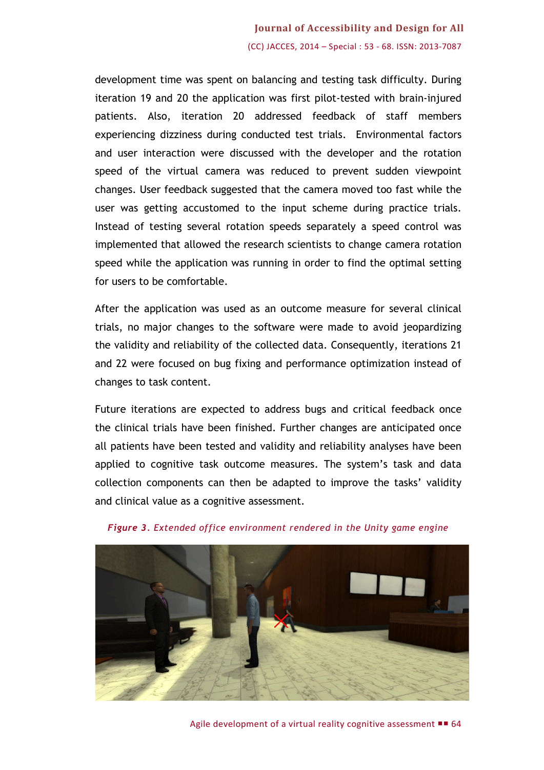development time was spent on balancing and testing task difficulty. During iteration 19 and 20 the application was first pilot-tested with brain-injured patients. Also, iteration 20 addressed feedback of staff members experiencing dizziness during conducted test trials. Environmental factors and user interaction were discussed with the developer and the rotation speed of the virtual camera was reduced to prevent sudden viewpoint changes. User feedback suggested that the camera moved too fast while the user was getting accustomed to the input scheme during practice trials. Instead of testing several rotation speeds separately a speed control was implemented that allowed the research scientists to change camera rotation speed while the application was running in order to find the optimal setting for users to be comfortable.

After the application was used as an outcome measure for several clinical trials, no major changes to the software were made to avoid jeopardizing the validity and reliability of the collected data. Consequently, iterations 21 and 22 were focused on bug fixing and performance optimization instead of changes to task content.

Future iterations are expected to address bugs and critical feedback once the clinical trials have been finished. Further changes are anticipated once all patients have been tested and validity and reliability analyses have been applied to cognitive task outcome measures. The system's task and data collection components can then be adapted to improve the tasks' validity and clinical value as a cognitive assessment.

***Figure 3**. Extended office environment rendered in the Unity game engine*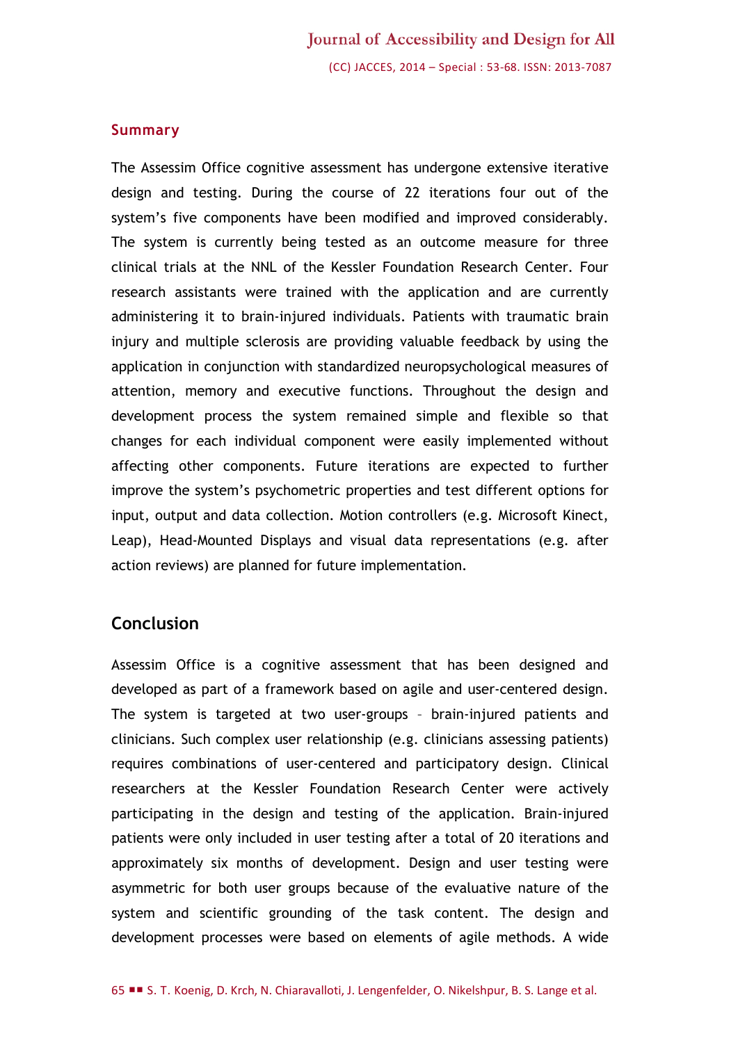## Summary

The Assessim Office cognitive assessment has undergone extensive iterative design and testing. During the course of 22 iterations four out of the system's five components have been modified and improved considerably. The system is currently being tested as an outcome measure for three clinical trials at the NNL of the Kessler Foundation Research Center. Four research assistants were trained with the application and are currently administering it to brain-injured individuals. Patients with traumatic brain injury and multiple sclerosis are providing valuable feedback by using the application in conjunction with standardized neuropsychological measures of attention, memory and executive functions. Throughout the design and development process the system remained simple and flexible so that changes for each individual component were easily implemented without affecting other components. Future iterations are expected to further improve the system's psychometric properties and test different options for input, output and data collection. Motion controllers (e.g. Microsoft Kinect, Leap), Head-Mounted Displays and visual data representations (e.g. after action reviews) are planned for future implementation.

## Conclusion

Assessim Office is a cognitive assessment that has been designed and developed as part of a framework based on agile and user-centered design. The system is targeted at two user-groups – brain-injured patients and clinicians. Such complex user relationship (e.g. clinicians assessing patients) requires combinations of user-centered and participatory design. Clinical researchers at the Kessler Foundation Research Center were actively participating in the design and testing of the application. Brain-injured patients were only included in user testing after a total of 20 iterations and approximately six months of development. Design and user testing were asymmetric for both user groups because of the evaluative nature of the system and scientific grounding of the task content. The design and development processes were based on elements of agile methods. A wide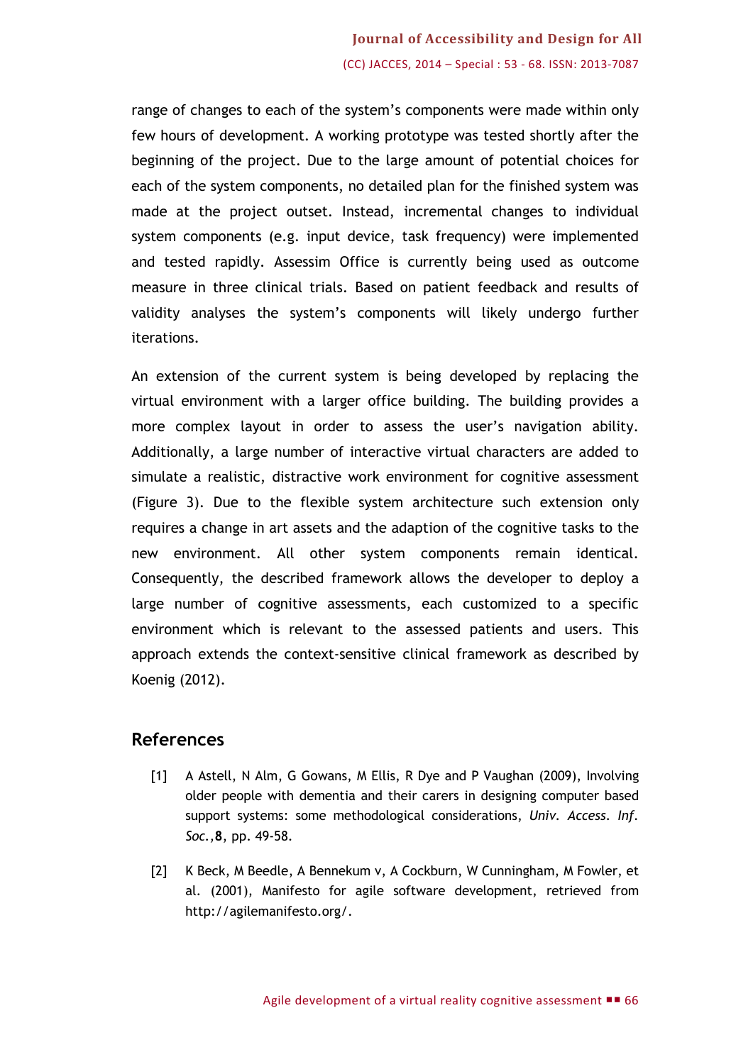range of changes to each of the system's components were made within only few hours of development. A working prototype was tested shortly after the beginning of the project. Due to the large amount of potential choices for each of the system components, no detailed plan for the finished system was made at the project outset. Instead, incremental changes to individual system components (e.g. input device, task frequency) were implemented and tested rapidly. Assessim Office is currently being used as outcome measure in three clinical trials. Based on patient feedback and results of validity analyses the system's components will likely undergo further iterations.

An extension of the current system is being developed by replacing the virtual environment with a larger office building. The building provides a more complex layout in order to assess the user's navigation ability. Additionally, a large number of interactive virtual characters are added to simulate a realistic, distractive work environment for cognitive assessment (Figure 3). Due to the flexible system architecture such extension only requires a change in art assets and the adaption of the cognitive tasks to the new environment. All other system components remain identical. Consequently, the described framework allows the developer to deploy a large number of cognitive assessments, each customized to a specific environment which is relevant to the assessed patients and users. This approach extends the context-sensitive clinical framework as described by Koenig (2012).

## References

[1] A Astell, N Alm, G Gowans, M Ellis, R Dye and P Vaughan (2009), Involving older people with dementia and their carers in designing computer based support systems: some methodological considerations, *Univ. Access. Inf. Soc.*, **8**, pp. 49-58.

[2] K Beck, M Beedle, A Bennekum v, A Cockburn, W Cunningham, M Fowler, et al. (2001), Manifesto for agile software development, retrieved from http://agilemanifesto.org/.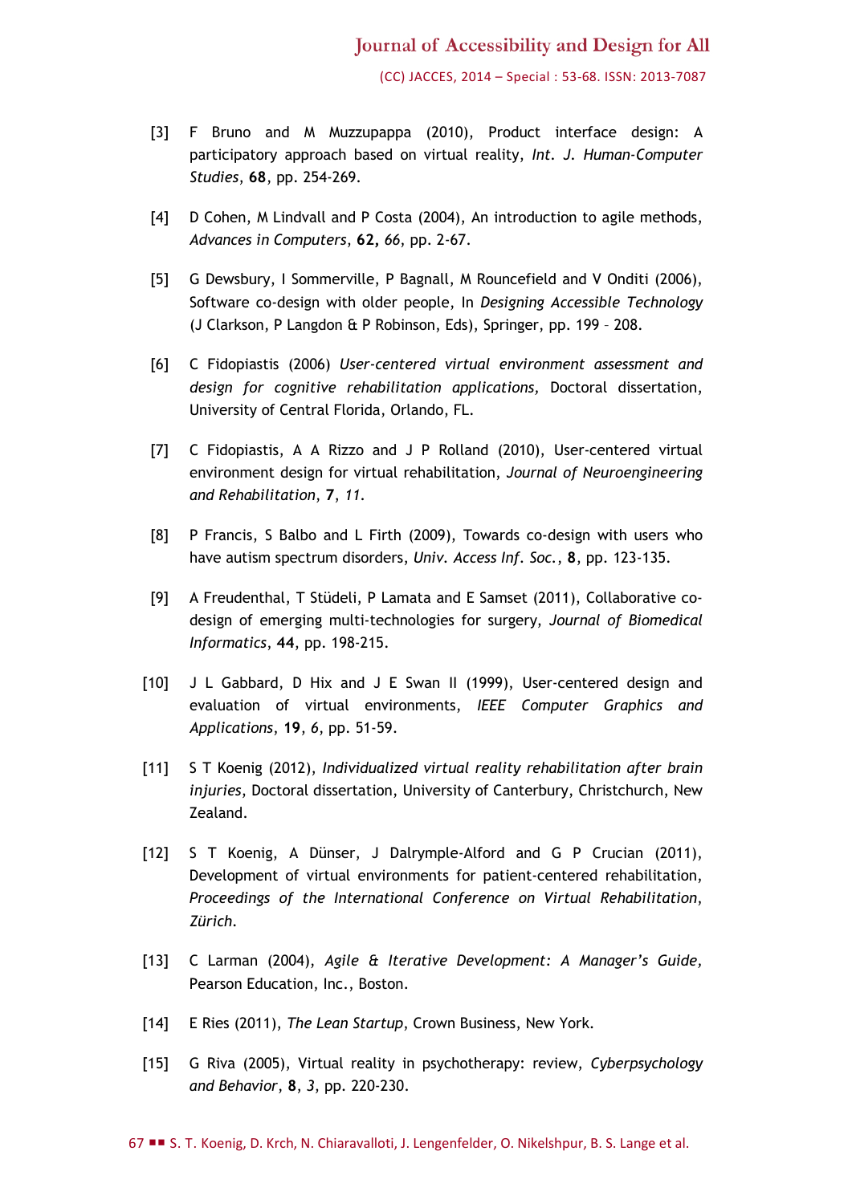[3] F Bruno and M Muzzupappa (2010), Product interface design: A participatory approach based on virtual reality, *Int. J. Human-Computer Studies*, **68**, pp. 254-269.

[4] D Cohen, M Lindvall and P Costa (2004), An introduction to agile methods, *Advances in Computers*, **62,** *66*, pp. 2-67.

[5] G Dewsbury, I Sommerville, P Bagnall, M Rouncefield and V Onditi (2006), Software co-design with older people, In *Designing Accessible Technology* (J Clarkson, P Langdon & P Robinson, Eds), Springer, pp. 199 – 208.

[6] C Fidopiastis (2006) *User-centered virtual environment assessment and design for cognitive rehabilitation applications,* Doctoral dissertation, University of Central Florida, Orlando, FL.

[7] C Fidopiastis, A A Rizzo and J P Rolland (2010), User-centered virtual environment design for virtual rehabilitation, *Journal of Neuroengineering and Rehabilitation*, **7**, *11*.

[8] P Francis, S Balbo and L Firth (2009), Towards co-design with users who have autism spectrum disorders, *Univ. Access Inf. Soc.*, **8**, pp. 123-135.

[9] A Freudenthal, T Stüdeli, P Lamata and E Samset (2011), Collaborative co-design of emerging multi-technologies for surgery, *Journal of Biomedical Informatics*, **44**, pp. 198-215.

[10] J L Gabbard, D Hix and J E Swan II (1999), User-centered design and evaluation of virtual environments, *IEEE Computer Graphics and Applications*, **19**, *6*, pp. 51-59.

[11] S T Koenig (2012), *Individualized virtual reality rehabilitation after brain injuries*, Doctoral dissertation, University of Canterbury, Christchurch, New Zealand.

[12] S T Koenig, A Dünser, J Dalrymple-Alford and G P Crucian (2011), Development of virtual environments for patient-centered rehabilitation, *Proceedings of the International Conference on Virtual Rehabilitation*, *Zürich*.

[13] C Larman (2004), *Agile & Iterative Development: A Manager's Guide*, Pearson Education, Inc., Boston.

[14] E Ries (2011), *The Lean Startup*, Crown Business, New York.

[15] G Riva (2005), Virtual reality in psychotherapy: review, *Cyberpsychology and Behavior*, **8**, *3*, pp. 220-230.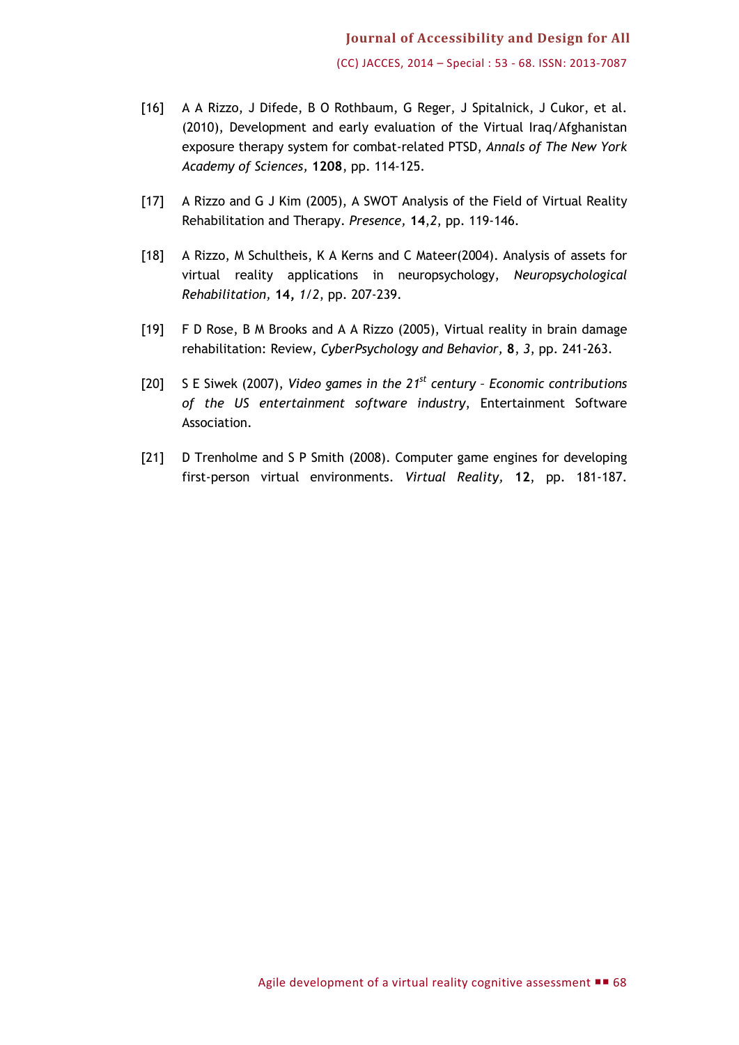[16] A A Rizzo, J Difede, B O Rothbaum, G Reger, J Spitalnick, J Cukor, et al. (2010), Development and early evaluation of the Virtual Iraq/Afghanistan exposure therapy system for combat-related PTSD, *Annals of The New York Academy of Sciences,* **1208**, pp. 114-125.

[17] A Rizzo and G J Kim (2005), A SWOT Analysis of the Field of Virtual Reality Rehabilitation and Therapy. *Presence,* **14**,*2*, pp. 119-146.

[18] A Rizzo, M Schultheis, K A Kerns and C Mateer(2004). Analysis of assets for virtual reality applications in neuropsychology, *Neuropsychological Rehabilitation,* **14,** *1/2*, pp. 207-239.

[19] F D Rose, B M Brooks and A A Rizzo (2005), Virtual reality in brain damage rehabilitation: Review, *CyberPsychology and Behavior,* **8**, *3*, pp. 241-263.

[20] S E Siwek (2007), *Video games in the 21st century – Economic contributions of the US entertainment software industry,* Entertainment Software Association.

[21] D Trenholme and S P Smith (2008). Computer game engines for developing first-person virtual environments. *Virtual Reality,* **12**, pp. 181-187.